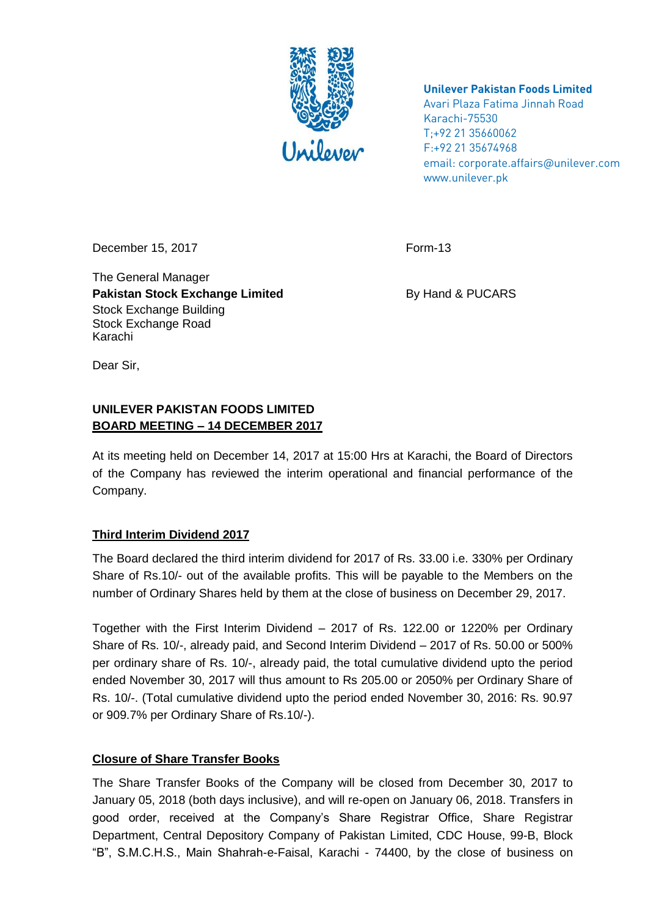**Unilever Pakistan Foods Limited**
Avari Plaza Fatima Jinnah Road
Karachi-75530
T;+92 21 35660062
F:+92 21 35674968
email: corporate.affairs@unilever.com
www.unilever.pk

December 15, 2017

Form-13

The General Manager
**Pakistan Stock Exchange Limited**
Stock Exchange Building
Stock Exchange Road
Karachi

By Hand & PUCARS

Dear Sir,

**UNILEVER PAKISTAN FOODS LIMITED**
**BOARD MEETING – 14 DECEMBER 2017**

At its meeting held on December 14, 2017 at 15:00 Hrs at Karachi, the Board of Directors of the Company has reviewed the interim operational and financial performance of the Company.

**Third Interim Dividend 2017**

The Board declared the third interim dividend for 2017 of Rs. 33.00 i.e. 330% per Ordinary Share of Rs.10/- out of the available profits. This will be payable to the Members on the number of Ordinary Shares held by them at the close of business on December 29, 2017.

Together with the First Interim Dividend – 2017 of Rs. 122.00 or 1220% per Ordinary Share of Rs. 10/-, already paid, and Second Interim Dividend – 2017 of Rs. 50.00 or 500% per ordinary share of Rs. 10/-, already paid, the total cumulative dividend upto the period ended November 30, 2017 will thus amount to Rs 205.00 or 2050% per Ordinary Share of Rs. 10/-. (Total cumulative dividend upto the period ended November 30, 2016: Rs. 90.97 or 909.7% per Ordinary Share of Rs.10/-).

**Closure of Share Transfer Books**

The Share Transfer Books of the Company will be closed from December 30, 2017 to January 05, 2018 (both days inclusive), and will re-open on January 06, 2018. Transfers in good order, received at the Company's Share Registrar Office, Share Registrar Department, Central Depository Company of Pakistan Limited, CDC House, 99-B, Block "B", S.M.C.H.S., Main Shahrah-e-Faisal, Karachi - 74400, by the close of business on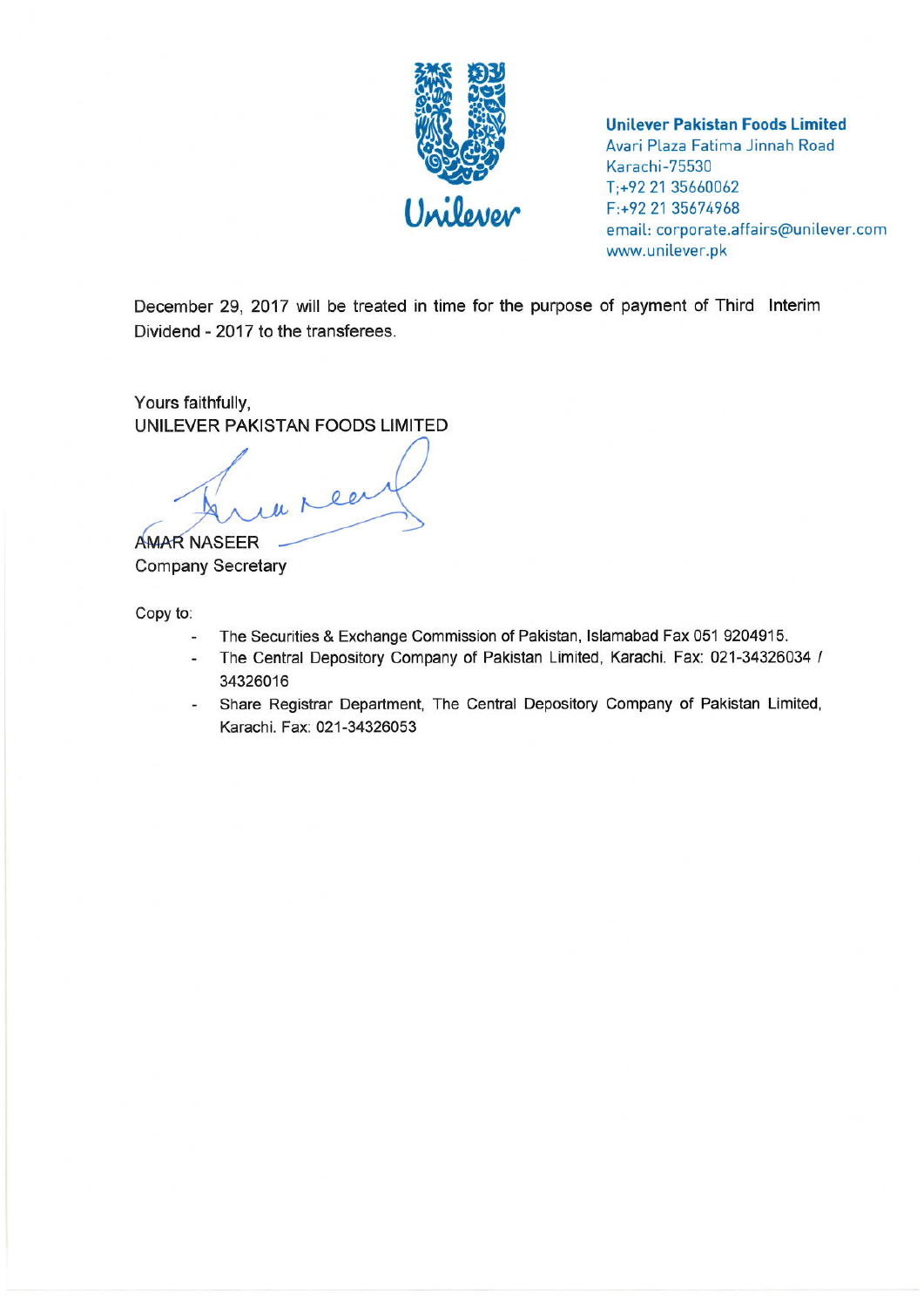**Unilever Pakistan Foods Limited**
Avari Plaza Fatima Jinnah Road
Karachi-75530
T;+92 21 35660062
F:+92 21 35674968
email: corporate.affairs@unilever.com
www.unilever.pk

December 29, 2017 will be treated in time for the purpose of payment of Third Interim Dividend - 2017 to the transferees.

Yours faithfully,
UNILEVER PAKISTAN FOODS LIMITED

AMAR NASEER
Company Secretary

Copy to:

- The Securities & Exchange Commission of Pakistan, Islamabad Fax 051 9204915.
- The Central Depository Company of Pakistan Limited, Karachi. Fax: 021-34326034 / 34326016
- Share Registrar Department, The Central Depository Company of Pakistan Limited, Karachi. Fax: 021-34326053